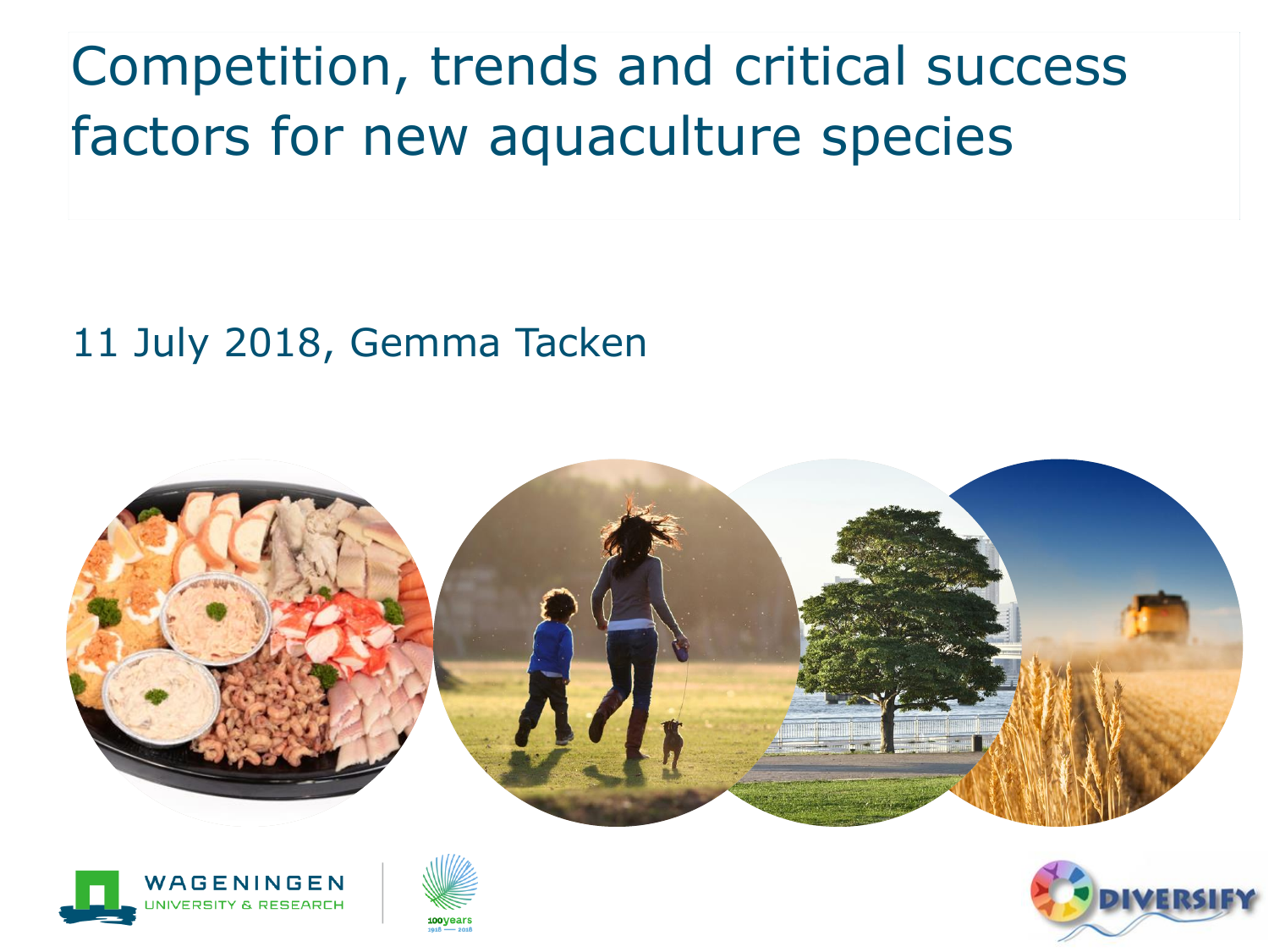# Competition, trends and critical success factors for new aquaculture species

11 July 2018, Gemma Tacken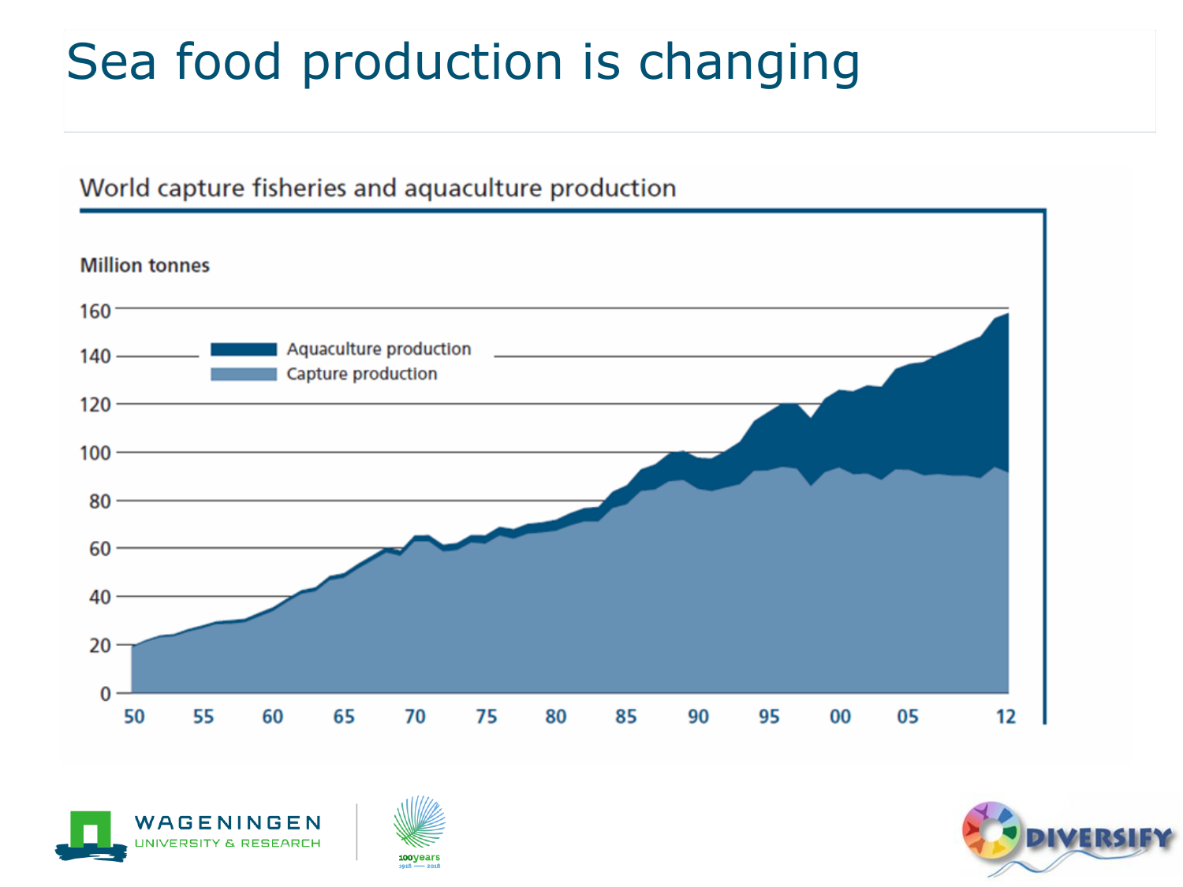# Sea food production is changing

World capture fisheries and aquaculture production

Million tonnes

- Aquaculture production
- Capture production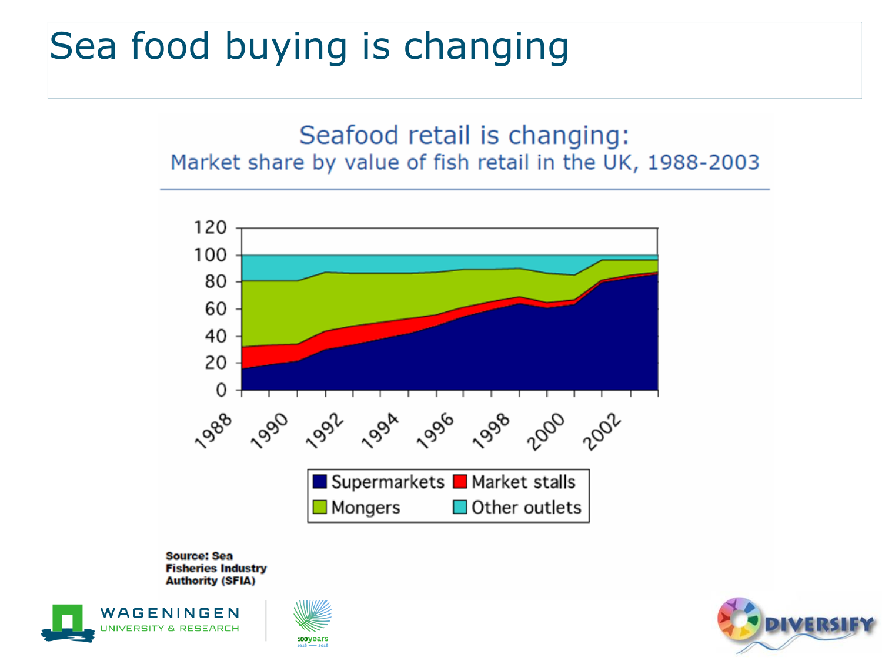# Sea food buying is changing

## Seafood retail is changing:

Market share by value of fish retail in the UK, 1988-2003

Supermarkets | Market stalls | Mongers | Other outlets

Source: Sea Fisheries Industry Authority (SFIA)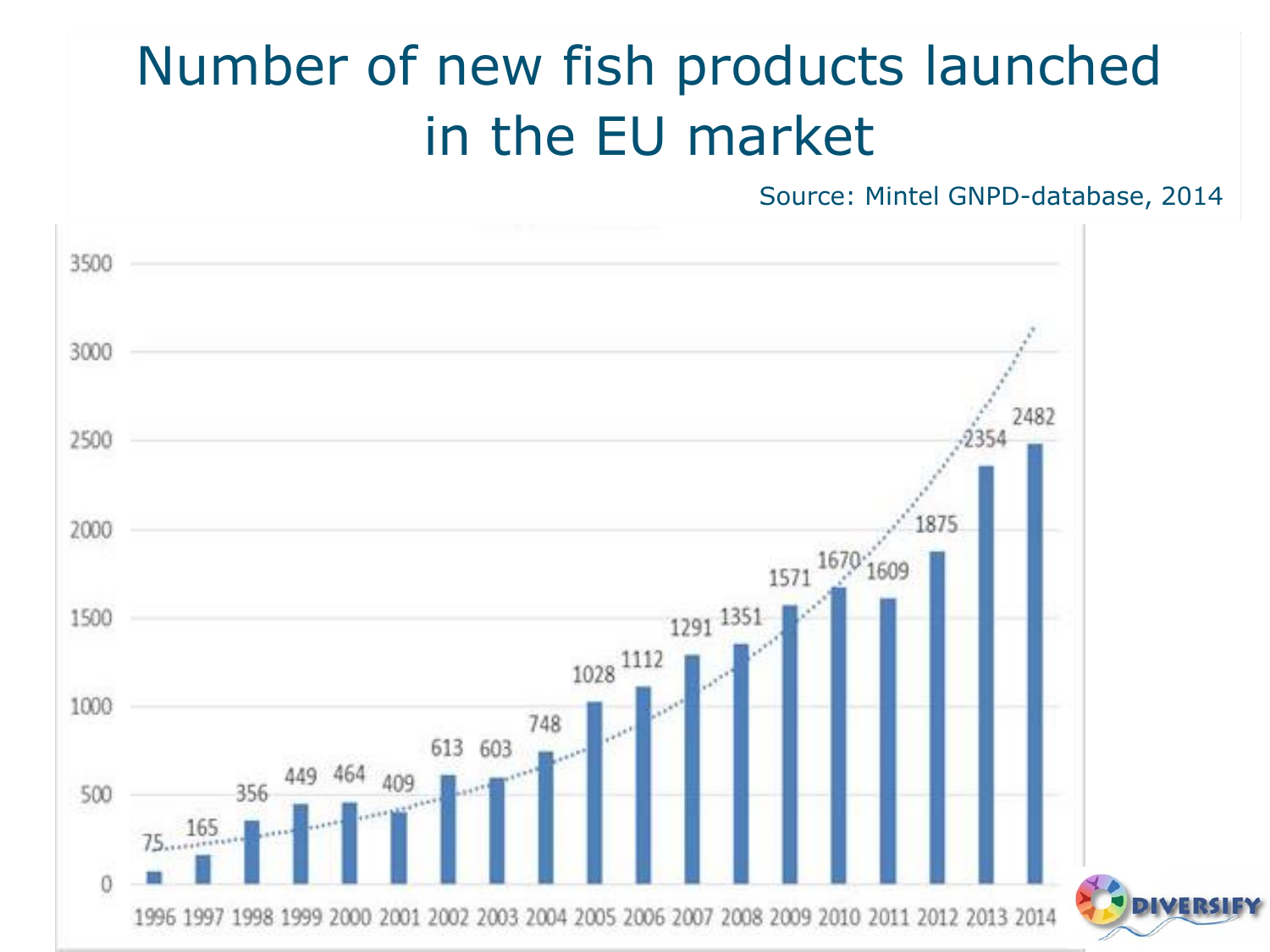# Number of new fish products launched in the EU market

Source: Mintel GNPD-database, 2014

| Year | Number of new fish products |
|---|---|
| 1996 | 75 |
| 1997 | 165 |
| 1998 | 356 |
| 1999 | 449 |
| 2000 | 464 |
| 2001 | 409 |
| 2002 | 613 |
| 2003 | 603 |
| 2004 | 748 |
| 2005 | 1028 |
| 2006 | 1112 |
| 2007 | 1291 |
| 2008 | 1351 |
| 2009 | 1571 |
| 2010 | 1670 |
| 2011 | 1609 |
| 2012 | 1875 |
| 2013 | 2354 |
| 2014 | 2482 |

DIVERSIFY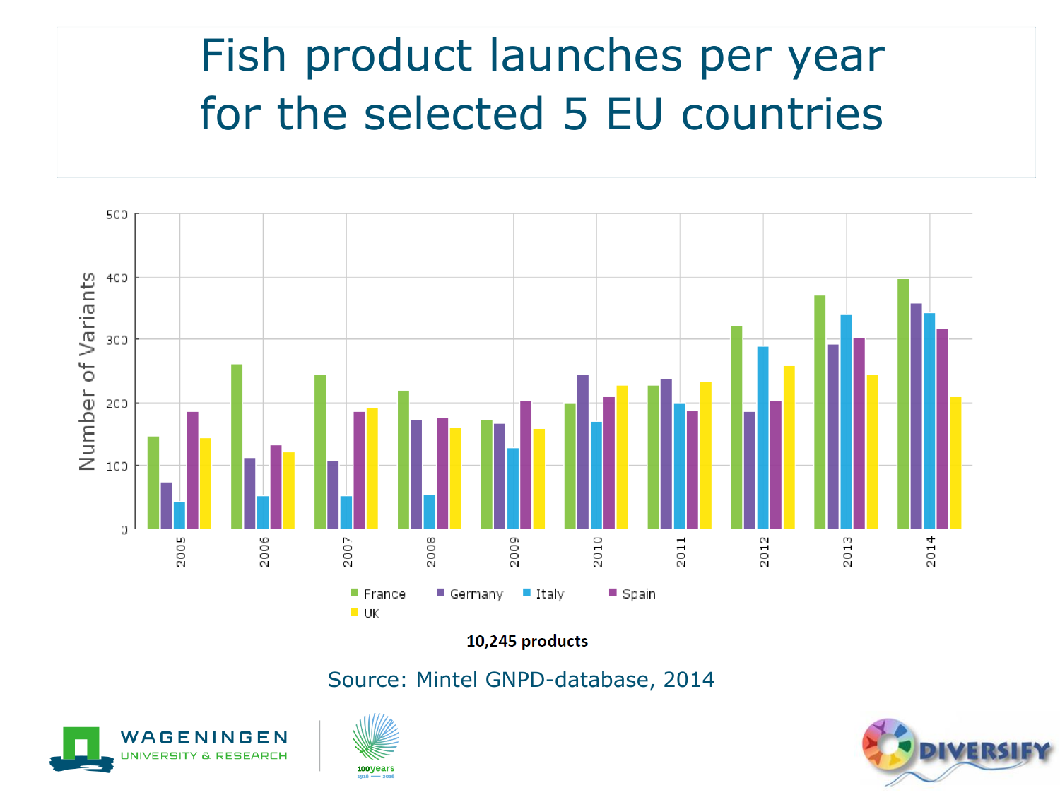# Fish product launches per year for the selected 5 EU countries

10,245 products

Source: Mintel GNPD-database, 2014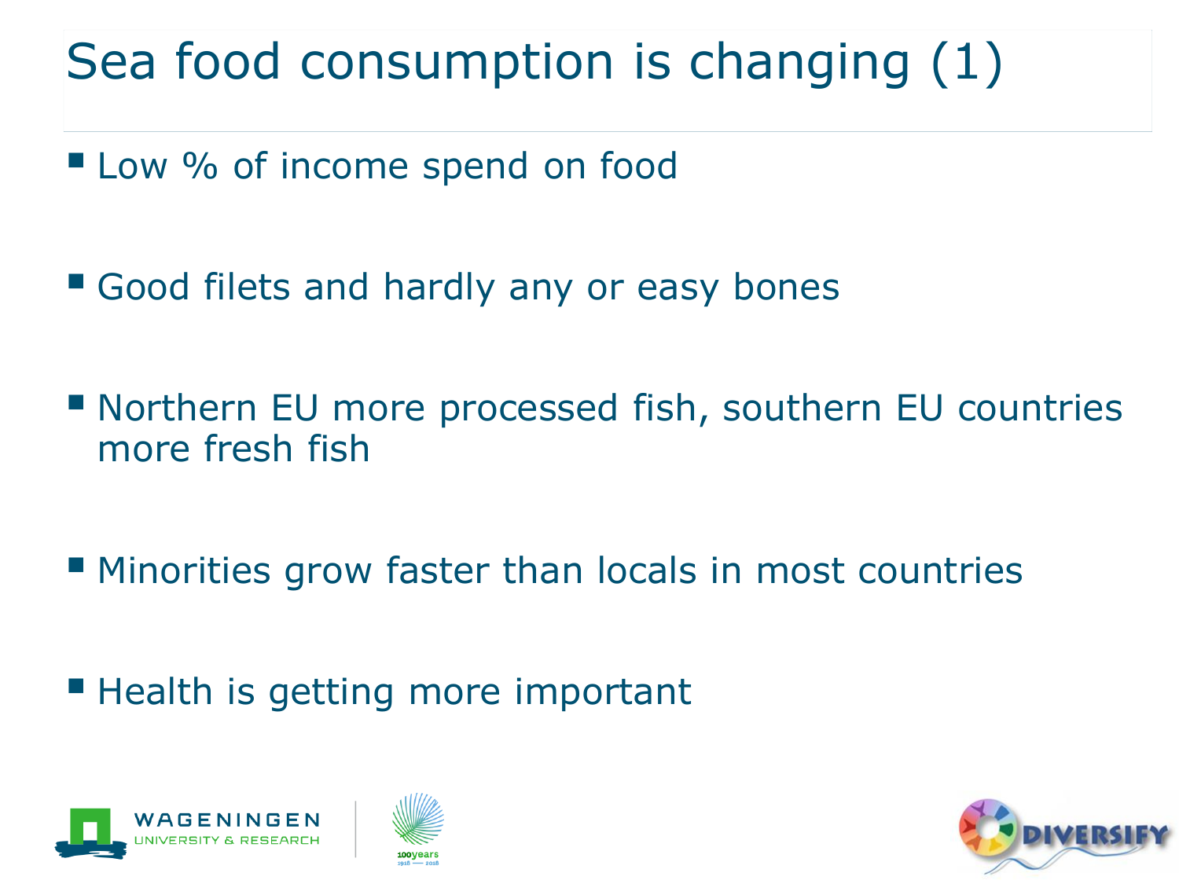# Sea food consumption is changing (1)

- Low % of income spend on food
- Good filets and hardly any or easy bones
- Northern EU more processed fish, southern EU countries more fresh fish
- Minorities grow faster than locals in most countries
- Health is getting more important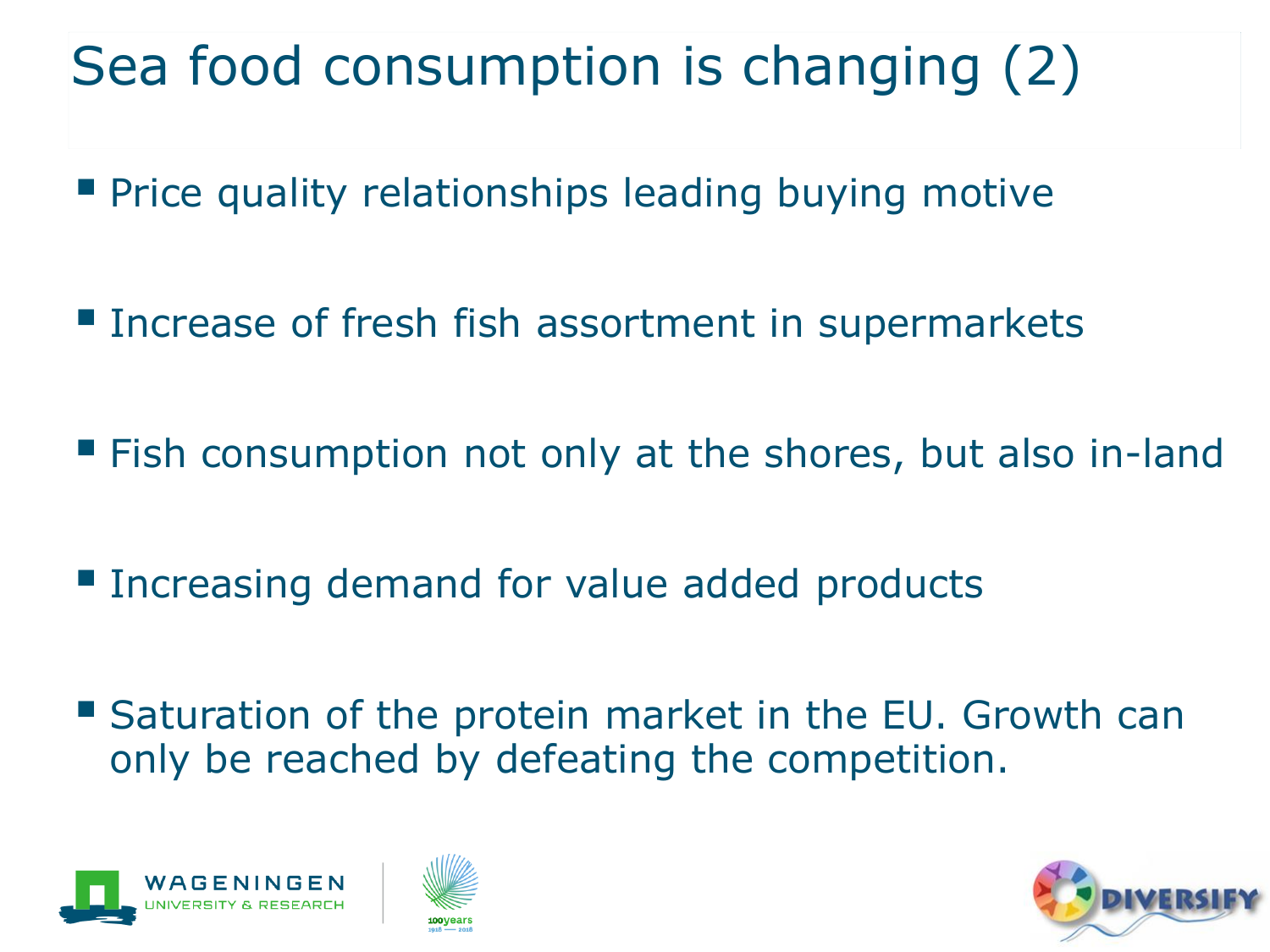# Sea food consumption is changing (2)

- Price quality relationships leading buying motive
- Increase of fresh fish assortment in supermarkets
- Fish consumption not only at the shores, but also in-land
- Increasing demand for value added products
- Saturation of the protein market in the EU. Growth can only be reached by defeating the competition.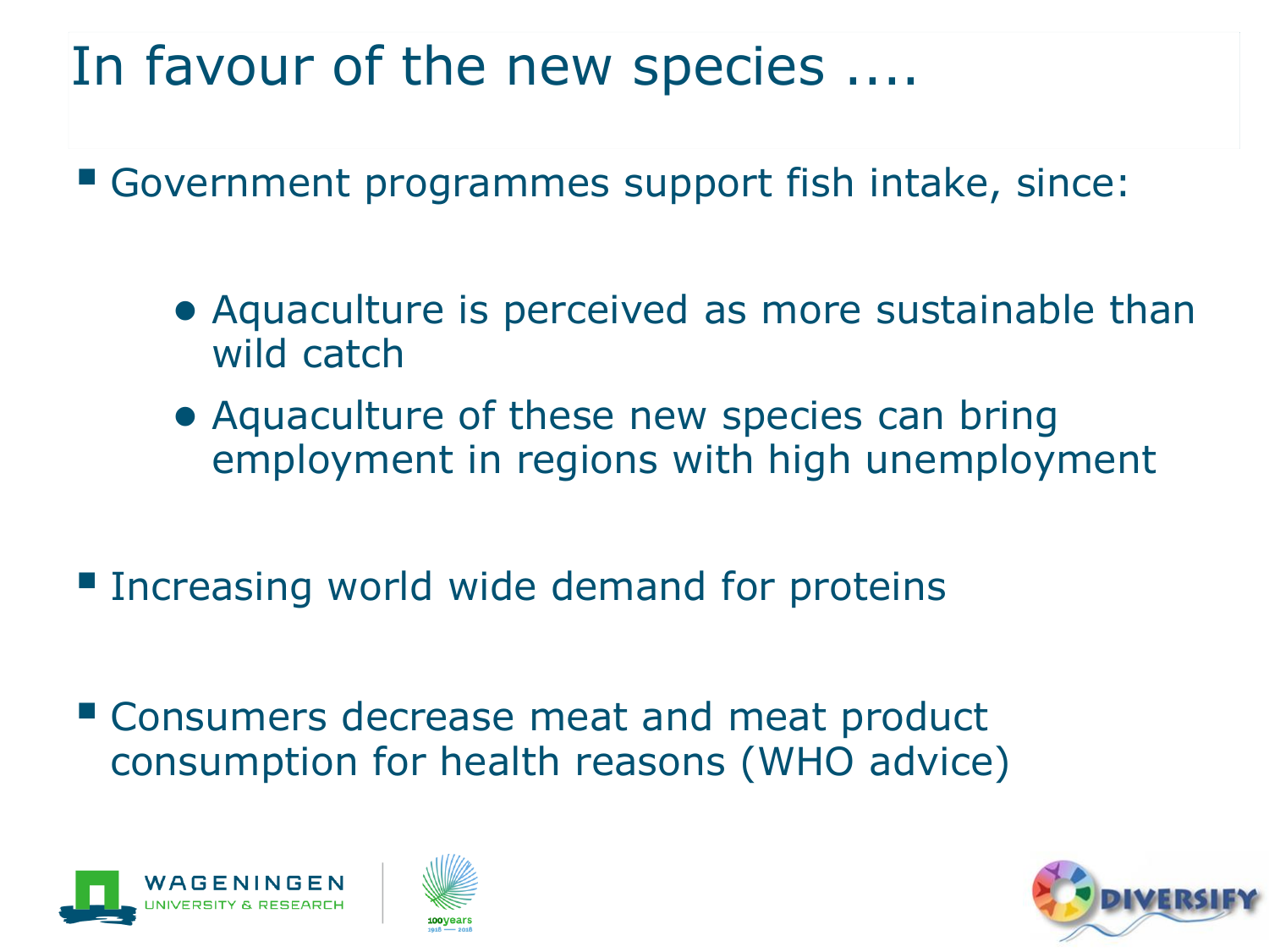# In favour of the new species ....

- Government programmes support fish intake, since:
  - Aquaculture is perceived as more sustainable than wild catch
  - Aquaculture of these new species can bring employment in regions with high unemployment
- Increasing world wide demand for proteins
- Consumers decrease meat and meat product consumption for health reasons (WHO advice)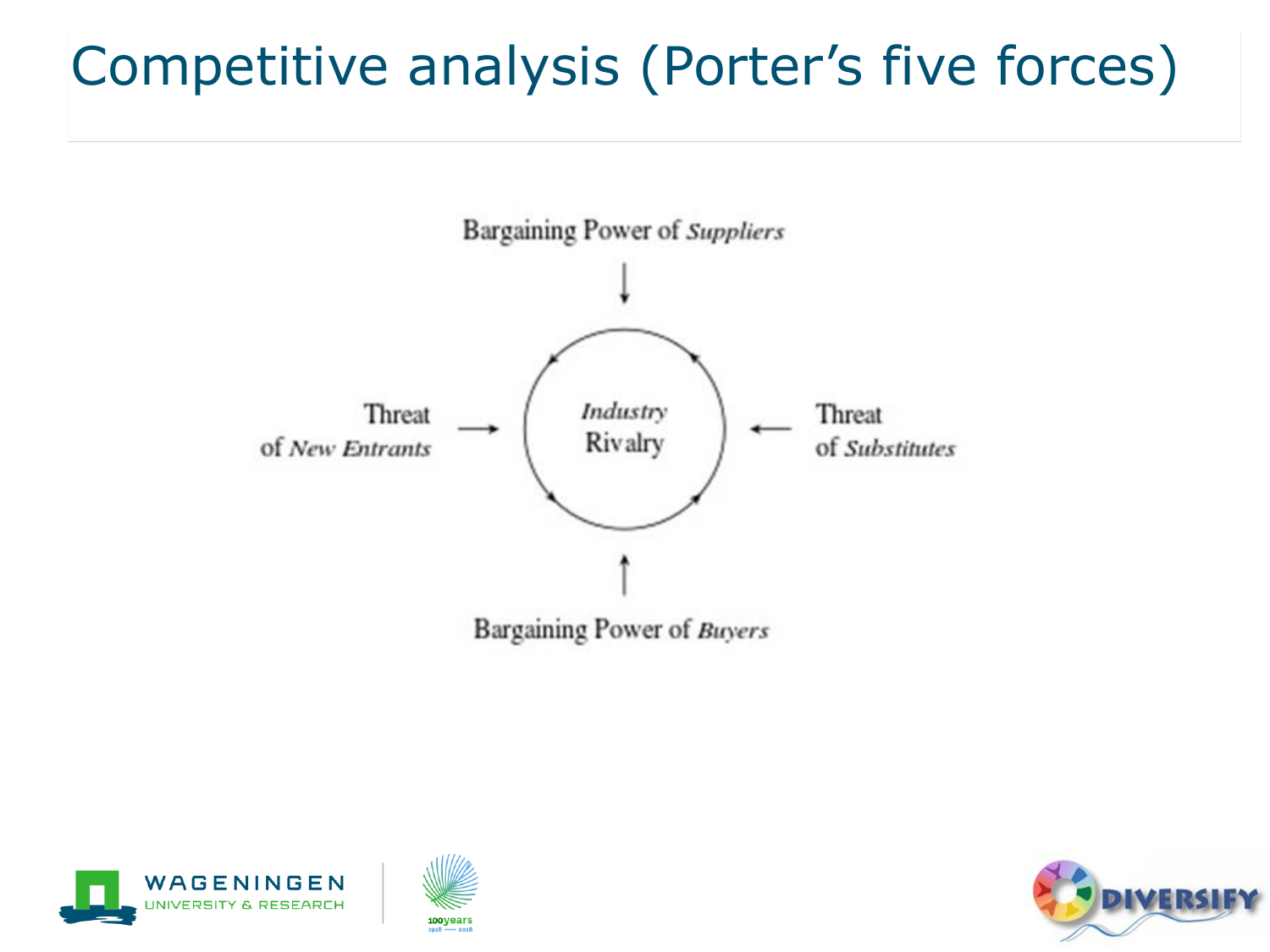# Competitive analysis (Porter's five forces)

Bargaining Power of *Suppliers*

Threat of *New Entrants*

*Industry* Rivalry

Threat of *Substitutes*

Bargaining Power of *Buyers*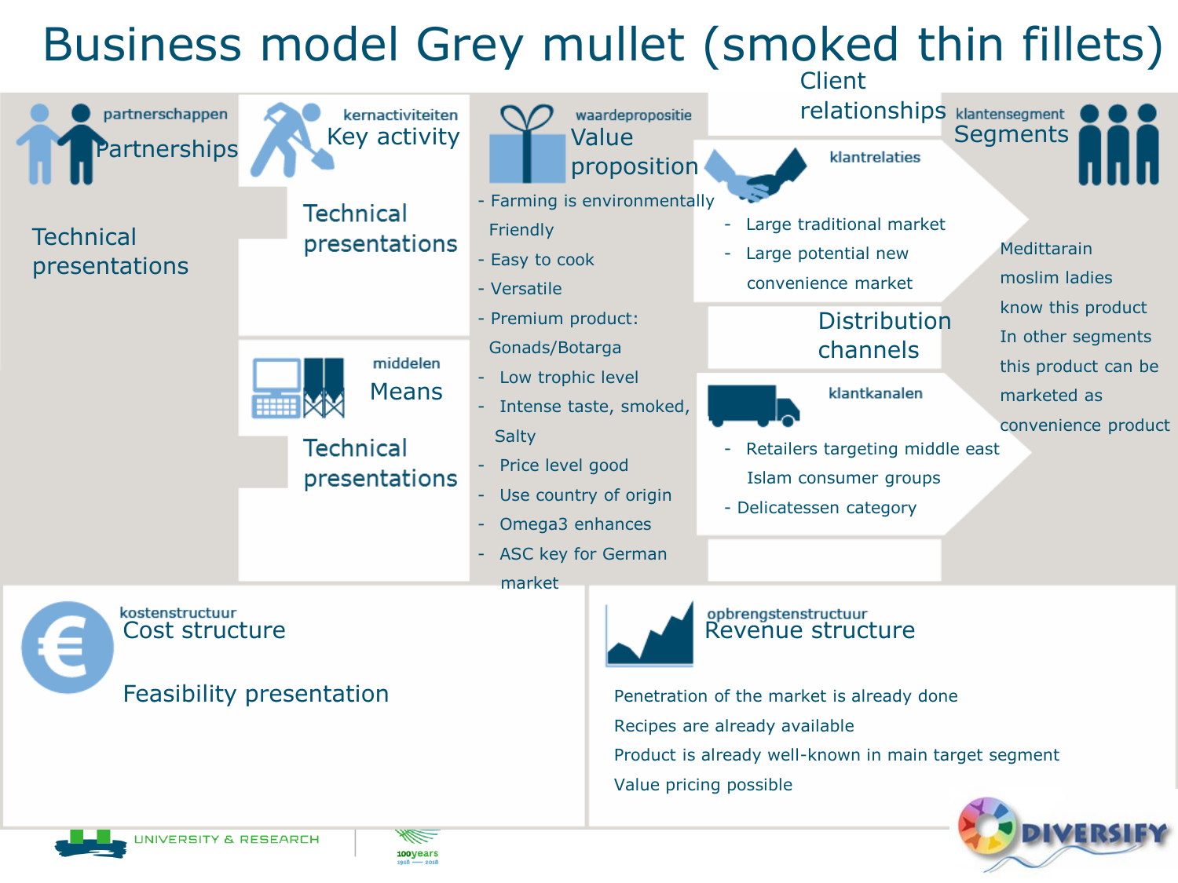# Business model Grey mullet (smoked thin fillets)

## partnerschappen — Partnerships

Technical presentations

## kernactiviteiten — Key activity

Technical presentations

## middelen — Means

Technical presentations

## waardepropositie — Value proposition

- Farming is environmentally Friendly
- Easy to cook
- Versatile
- Premium product: Gonads/Botarga
- Low trophic level
- Intense taste, smoked, Salty
- Price level good
- Use country of origin
- Omega3 enhances
- ASC key for German market

## Client relationships — klantrelaties

- Large traditional market
- Large potential new convenience market

## Distribution channels — klantkanalen

- Retailers targeting middle east Islam consumer groups
- Delicatessen category

## klantensegment — Segments

Medittarain moslim ladies know this product In other segments this product can be marketed as convenience product

## kostenstructuur — Cost structure

Feasibility presentation

## opbrengstenstructuur — Revenue structure

Penetration of the market is already done

Recipes are already available

Product is already well-known in main target segment

Value pricing possible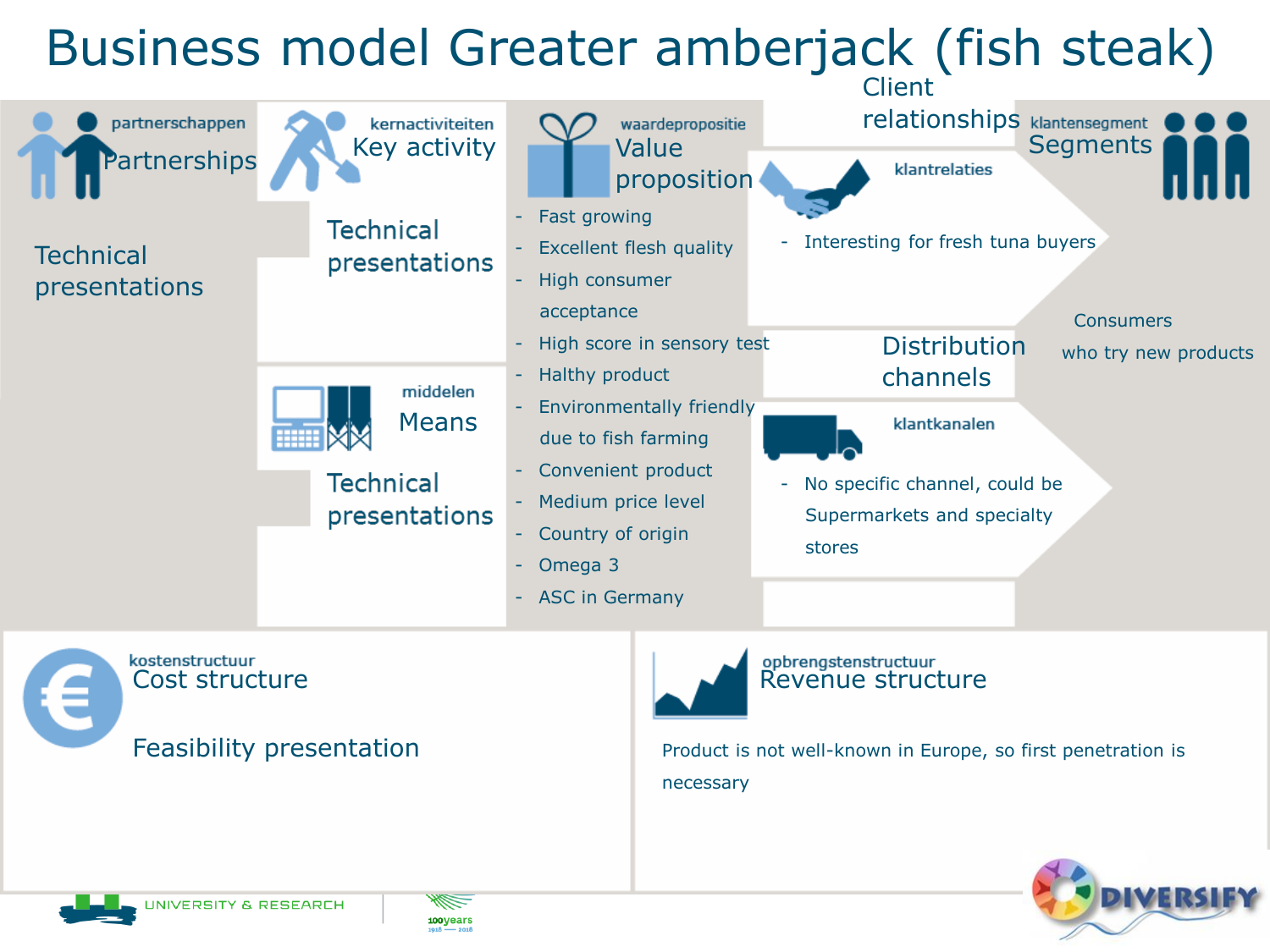# Business model Greater amberjack (fish steak)

## partnerschappen
### Partnerships

Technical presentations

## kernactiviteiten
### Key activity

Technical presentations

## middelen
### Means

Technical presentations

## waardepropositie
### Value proposition

- Fast growing
- Excellent flesh quality
- High consumer acceptance
- High score in sensory test
- Halthy product
- Environmentally friendly due to fish farming
- Convenient product
- Medium price level
- Country of origin
- Omega 3
- ASC in Germany

## klantrelaties
### Client relationships

- Interesting for fresh tuna buyers

## klantkanalen
### Distribution channels

- No specific channel, could be Supermarkets and specialty stores

## klantensegment
### Segments

Consumers who try new products

## kostenstructuur
### Cost structure

Feasibility presentation

## opbrengstenstructuur
### Revenue structure

Product is not well-known in Europe, so first penetration is necessary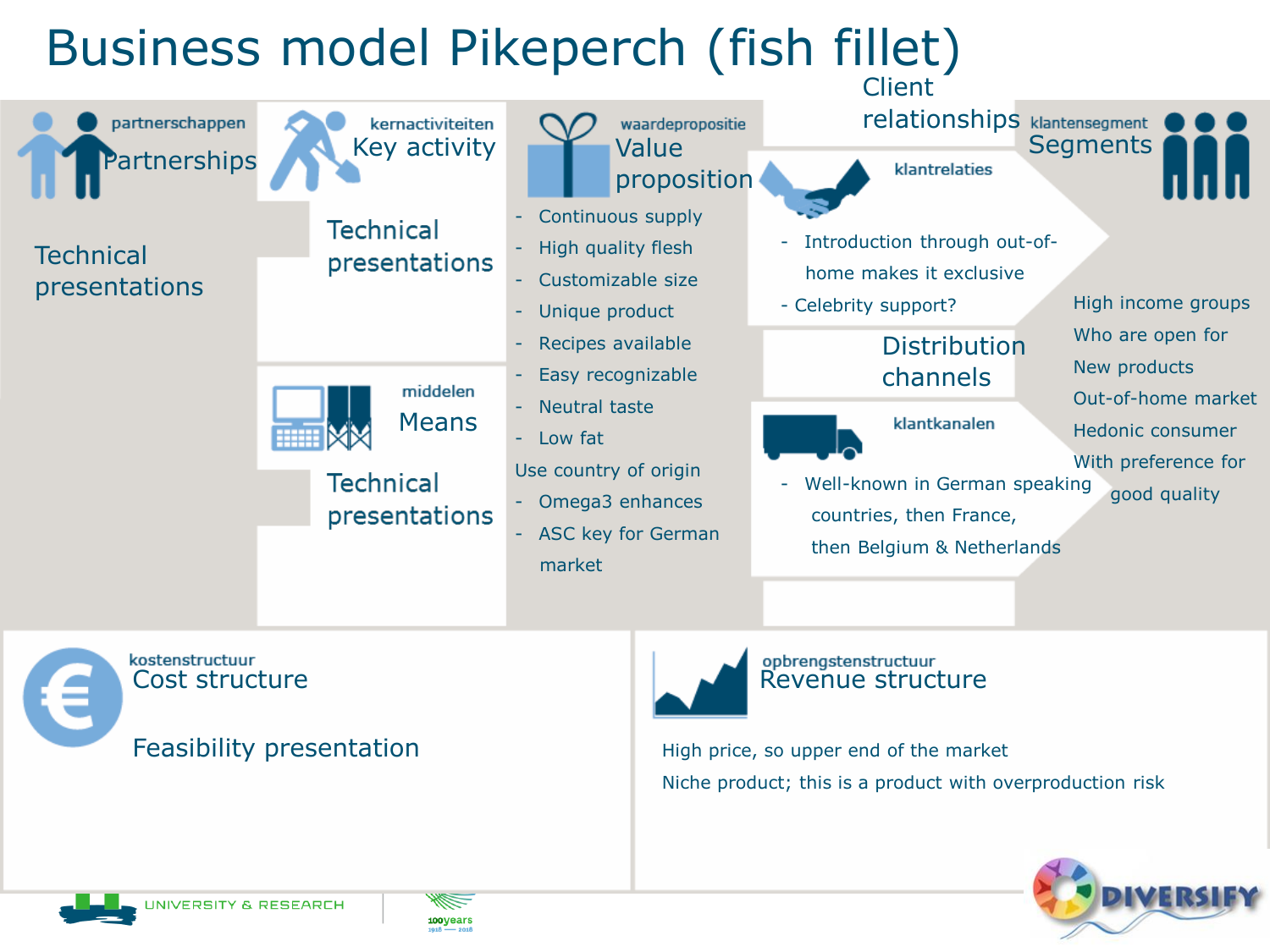# Business model Pikeperch (fish fillet)

## partnerschappen – Partnerships

Technical presentations

## kernactiviteiten – Key activity

Technical presentations

## middelen – Means

Technical presentations

## waardepropositie – Value proposition

- Continuous supply
- High quality flesh
- Customizable size
- Unique product
- Recipes available
- Easy recognizable
- Neutral taste
- Low fat

Use country of origin

- Omega3 enhances
- ASC key for German market

## Client relationships – klantrelaties

- Introduction through out-of-home makes it exclusive
- Celebrity support?

## Distribution channels – klantkanalen

- Well-known in German speaking countries, then France, then Belgium & Netherlands

## klantensegment – Segments

High income groups
Who are open for
New products
Out-of-home market
Hedonic consumer
With preference for good quality

## kostenstructuur – Cost structure

Feasibility presentation

## opbrengstenstructuur – Revenue structure

High price, so upper end of the market

Niche product; this is a product with overproduction risk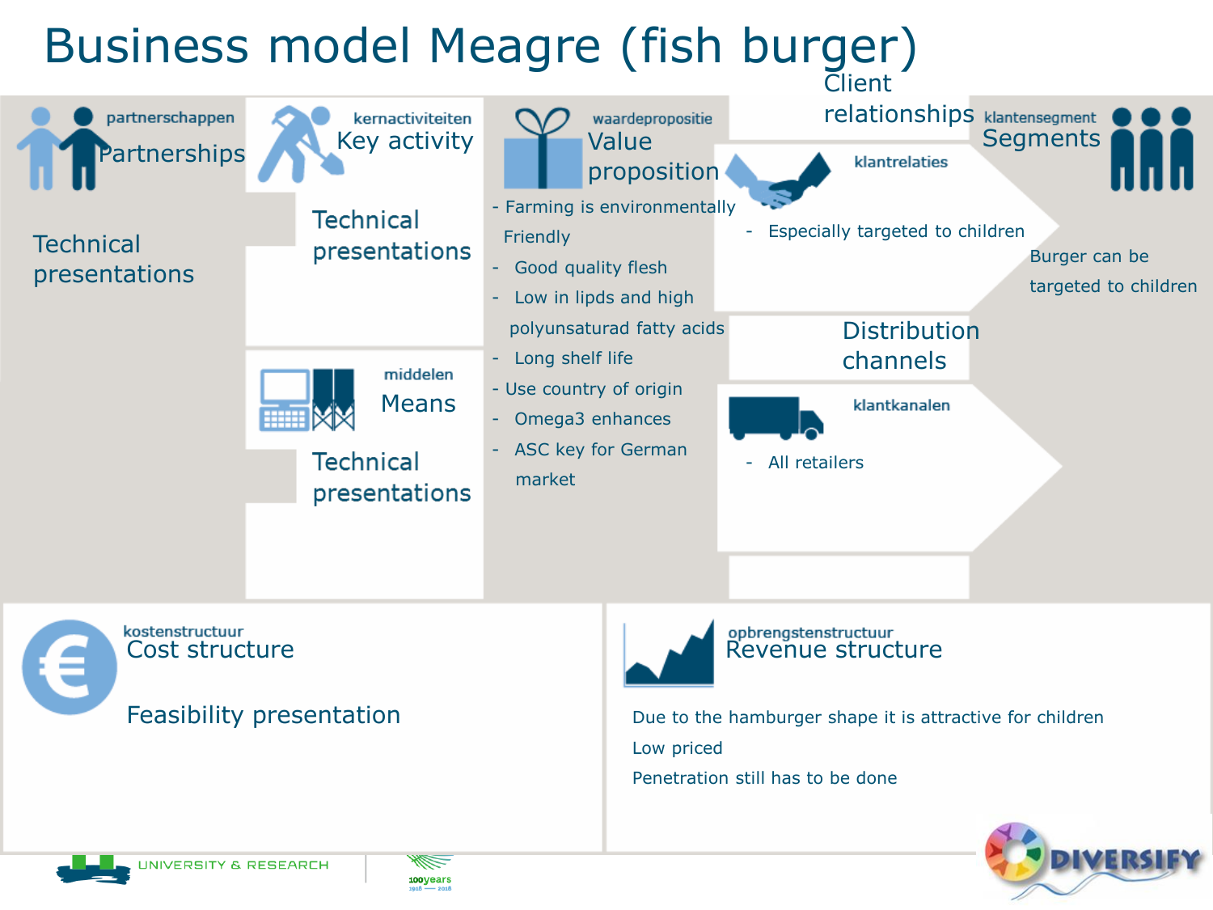# Business model Meagre (fish burger)

## Partnerships
*partnerschappen*

Technical presentations

## Key activity
*kernactiviteiten*

Technical presentations

## Means
*middelen*

Technical presentations

## Value proposition
*waardepropositie*

- Farming is environmentally Friendly
- Good quality flesh
- Low in lipds and high polyunsaturad fatty acids
- Long shelf life
- Use country of origin
- Omega3 enhances
- ASC key for German market

## Client relationships
*klantrelaties*

- Especially targeted to children

## Distribution channels
*klantkanalen*

- All retailers

## Segments
*klantensegment*

Burger can be targeted to children

## Cost structure
*kostenstructuur*

Feasibility presentation

## Revenue structure
*opbrengstenstructuur*

Due to the hamburger shape it is attractive for children

Low priced

Penetration still has to be done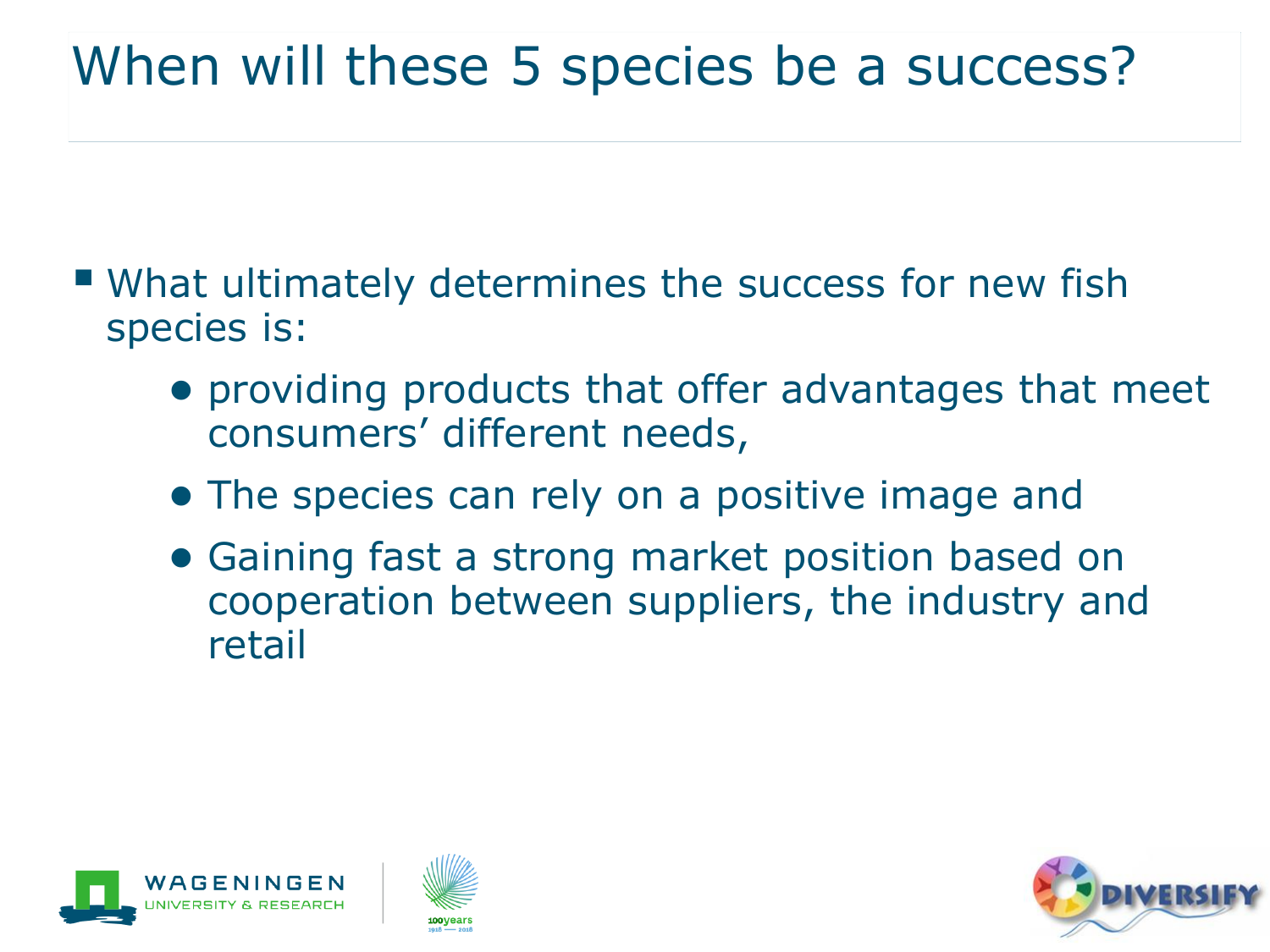# When will these 5 species be a success?

- What ultimately determines the success for new fish species is:
  - providing products that offer advantages that meet consumers' different needs,
  - The species can rely on a positive image and
  - Gaining fast a strong market position based on cooperation between suppliers, the industry and retail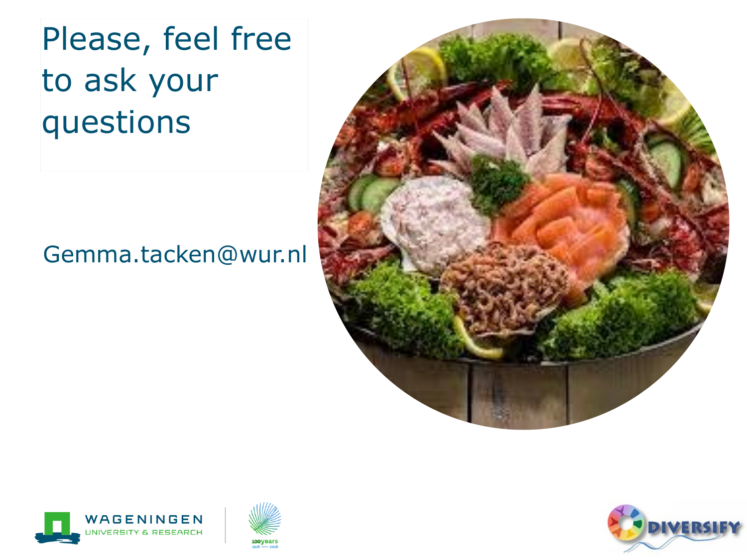Please, feel free to ask your questions

Gemma.tacken@wur.nl